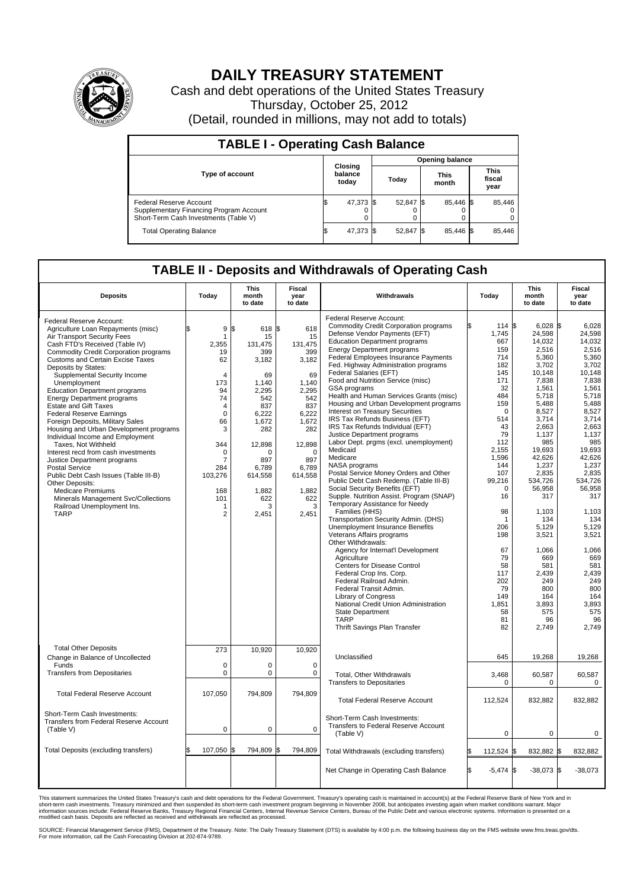# DAILY TREASURY STATEMENT

Cash and debt operations of the United States Treasury

Thursday, October 25, 2012

(Detail, rounded in millions, may not add to totals)

## TABLE I - Operating Cash Balance

| Type of account | Closing balance today | Opening balance Today | Opening balance This month | Opening balance This fiscal year |
|---|---|---|---|---|
| Federal Reserve Account | $ 47,373 | $ 52,847 | $ 85,446 | $ 85,446 |
| Supplementary Financing Program Account | 0 | 0 | 0 | 0 |
| Short-Term Cash Investments (Table V) | 0 | 0 | 0 | 0 |
| Total Operating Balance | $ 47,373 | $ 52,847 | $ 85,446 | $ 85,446 |

## TABLE II - Deposits and Withdrawals of Operating Cash

| Deposits | Today | This month to date | Fiscal year to date | Withdrawals | Today | This month to date | Fiscal year to date |
|---|---|---|---|---|---|---|---|
| Federal Reserve Account: | | | | Federal Reserve Account: | | | |
| Agriculture Loan Repayments (misc) | $ 9 | $ 618 | $ 618 | Commodity Credit Corporation programs | $ 114 | $ 6,028 | $ 6,028 |
| Air Transport Security Fees | 1 | 15 | 15 | Defense Vendor Payments (EFT) | 1,745 | 24,598 | 24,598 |
| Cash FTD's Received (Table IV) | 2,355 | 131,475 | 131,475 | Education Department programs | 667 | 14,032 | 14,032 |
| Commodity Credit Corporation programs | 19 | 399 | 399 | Energy Department programs | 159 | 2,516 | 2,516 |
| Customs and Certain Excise Taxes | 62 | 3,182 | 3,182 | Federal Employees Insurance Payments | 714 | 5,360 | 5,360 |
| Deposits by States: | | | | Fed. Highway Administration programs | 182 | 3,702 | 3,702 |
| Supplemental Security Income | 4 | 69 | 69 | Federal Salaries (EFT) | 145 | 10,148 | 10,148 |
| Unemployment | 173 | 1,140 | 1,140 | Food and Nutrition Service (misc) | 171 | 7,838 | 7,838 |
| Education Department programs | 94 | 2,295 | 2,295 | GSA programs | 32 | 1,561 | 1,561 |
| Energy Department programs | 74 | 542 | 542 | Health and Human Services Grants (misc) | 484 | 5,718 | 5,718 |
| Estate and Gift Taxes | 4 | 837 | 837 | Housing and Urban Development programs | 159 | 5,488 | 5,488 |
| Federal Reserve Earnings | 0 | 6,222 | 6,222 | Interest on Treasury Securities | 0 | 8,527 | 8,527 |
| Foreign Deposits, Military Sales | 66 | 1,672 | 1,672 | IRS Tax Refunds Business (EFT) | 514 | 3,714 | 3,714 |
| Housing and Urban Development programs | 3 | 282 | 282 | IRS Tax Refunds Individual (EFT) | 43 | 2,663 | 2,663 |
| Individual Income and Employment | | | | Justice Department programs | 79 | 1,137 | 1,137 |
| Taxes, Not Withheld | 344 | 12,898 | 12,898 | Labor Dept. prgms (excl. unemployment) | 112 | 985 | 985 |
| Interest recd from cash investments | 0 | 0 | 0 | Medicaid | 2,155 | 19,693 | 19,693 |
| Justice Department programs | 7 | 897 | 897 | Medicare | 1,596 | 42,626 | 42,626 |
| Postal Service | 284 | 6,789 | 6,789 | NASA programs | 144 | 1,237 | 1,237 |
| Public Debt Cash Issues (Table III-B) | 103,276 | 614,558 | 614,558 | Postal Service Money Orders and Other | 107 | 2,835 | 2,835 |
| Other Deposits: | | | | Public Debt Cash Redemp. (Table III-B) | 99,216 | 534,726 | 534,726 |
| Medicare Premiums | 168 | 1,882 | 1,882 | Social Security Benefits (EFT) | 0 | 56,958 | 56,958 |
| Minerals Management Svc/Collections | 101 | 622 | 622 | Supple. Nutrition Assist. Program (SNAP) | 16 | 317 | 317 |
| Railroad Unemployment Ins. | 1 | 3 | 3 | Temporary Assistance for Needy | | | |
| TARP | 2 | 2,451 | 2,451 | Families (HHS) | 98 | 1,103 | 1,103 |
| | | | | Transportation Security Admin. (DHS) | 1 | 134 | 134 |
| | | | | Unemployment Insurance Benefits | 206 | 5,129 | 5,129 |
| | | | | Veterans Affairs programs | 198 | 3,521 | 3,521 |
| | | | | Other Withdrawals: | | | |
| | | | | Agency for Internat'l Development | 67 | 1,066 | 1,066 |
| | | | | Agriculture | 79 | 669 | 669 |
| | | | | Centers for Disease Control | 58 | 581 | 581 |
| | | | | Federal Crop Ins. Corp. | 117 | 2,439 | 2,439 |
| | | | | Federal Railroad Admin. | 202 | 249 | 249 |
| | | | | Federal Transit Admin. | 79 | 800 | 800 |
| | | | | Library of Congress | 149 | 164 | 164 |
| | | | | National Credit Union Administration | 1,851 | 3,893 | 3,893 |
| | | | | State Department | 58 | 575 | 575 |
| | | | | TARP | 81 | 96 | 96 |
| | | | | Thrift Savings Plan Transfer | 82 | 2,749 | 2,749 |
| Total Other Deposits | 273 | 10,920 | 10,920 | | | | |
| Change in Balance of Uncollected Funds | 0 | 0 | 0 | Unclassified | 645 | 19,268 | 19,268 |
| Transfers from Depositaries | 0 | 0 | 0 | Total, Other Withdrawals | 3,468 | 60,587 | 60,587 |
| | | | | Transfers to Depositaries | 0 | 0 | 0 |
| Total Federal Reserve Account | 107,050 | 794,809 | 794,809 | Total Federal Reserve Account | 112,524 | 832,882 | 832,882 |
| Short-Term Cash Investments: | | | | Short-Term Cash Investments: | | | |
| Transfers from Federal Reserve Account (Table V) | 0 | 0 | 0 | Transfers to Federal Reserve Account (Table V) | 0 | 0 | 0 |
| Total Deposits (excluding transfers) | $ 107,050 | $ 794,809 | $ 794,809 | Total Withdrawals (excluding transfers) | $ 112,524 | $ 832,882 | $ 832,882 |
| | | | | Net Change in Operating Cash Balance | $ -5,474 | $ -38,073 | $ -38,073 |

This statement summarizes the United States Treasury's cash and debt operations for the Federal Government. Treasury's operating cash is maintained in account(s) at the Federal Reserve Bank of New York and in short-term cash investments. Treasury minimized and then suspended its short-term cash investment program beginning in November 2008, but anticipates investing again when market conditions warrant. Major information sources include: Federal Reserve Banks, Treasury Regional Financial Centers, Internal Revenue Service Centers, Bureau of the Public Debt and various electronic systems. Information is presented on a modified cash basis. Deposits are reflected as received and withdrawals are reflected as processed.

SOURCE: Financial Management Service (FMS), Department of the Treasury. Note: The Daily Treasury Statement (DTS) is available by 4:00 p.m. the following business day on the FMS website www.fms.treas.gov/dts. For more information, call the Cash Forecasting Division at 202-874-9789.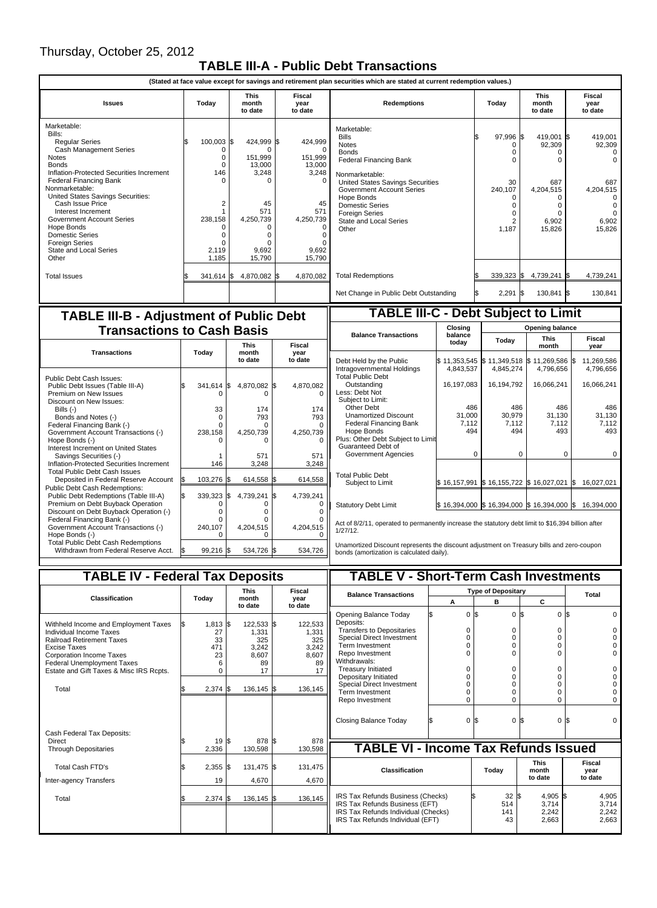Thursday, October 25, 2012

# TABLE III-A - Public Debt Transactions

(Stated at face value except for savings and retirement plan securities which are stated at current redemption values.)

| Issues | Today | This month to date | Fiscal year to date |
|---|---|---|---|
| Marketable: | | | |
| Bills: | | | |
| Regular Series | $ 100,003 | $ 424,999 | $ 424,999 |
| Cash Management Series | 0 | 0 | 0 |
| Notes | 0 | 151,999 | 151,999 |
| Bonds | 0 | 13,000 | 13,000 |
| Inflation-Protected Securities Increment | 146 | 3,248 | 3,248 |
| Federal Financing Bank | 0 | 0 | 0 |
| Nonmarketable: | | | |
| United States Savings Securities: | | | |
| Cash Issue Price | 2 | 45 | 45 |
| Interest Increment | 1 | 571 | 571 |
| Government Account Series | 238,158 | 4,250,739 | 4,250,739 |
| Hope Bonds | 0 | 0 | 0 |
| Domestic Series | 0 | 0 | 0 |
| Foreign Series | 0 | 0 | 0 |
| State and Local Series | 2,119 | 9,692 | 9,692 |
| Other | 1,185 | 15,790 | 15,790 |
| Total Issues | $ 341,614 | $ 4,870,082 | $ 4,870,082 |

| Redemptions | Today | This month to date | Fiscal year to date |
|---|---|---|---|
| Marketable: | | | |
| Bills | $ 97,996 | $ 419,001 | $ 419,001 |
| Notes | 0 | 92,309 | 92,309 |
| Bonds | 0 | 0 | 0 |
| Federal Financing Bank | 0 | 0 | 0 |
| Nonmarketable: | | | |
| United States Savings Securities | 30 | 687 | 687 |
| Government Account Series | 240,107 | 4,204,515 | 4,204,515 |
| Hope Bonds | 0 | 0 | 0 |
| Domestic Series | 0 | 0 | 0 |
| Foreign Series | 0 | 0 | 0 |
| State and Local Series | 2 | 6,902 | 6,902 |
| Other | 1,187 | 15,826 | 15,826 |
| Total Redemptions | $ 339,323 | $ 4,739,241 | $ 4,739,241 |
| Net Change in Public Debt Outstanding | $ 2,291 | $ 130,841 | $ 130,841 |

# TABLE III-B - Adjustment of Public Debt Transactions to Cash Basis

| Transactions | Today | This month to date | Fiscal year to date |
|---|---|---|---|
| Public Debt Cash Issues: | | | |
| Public Debt Issues (Table III-A) | $ 341,614 | $ 4,870,082 | $ 4,870,082 |
| Premium on New Issues | 0 | 0 | 0 |
| Discount on New Issues: | | | |
| Bills (-) | 33 | 174 | 174 |
| Bonds and Notes (-) | 0 | 793 | 793 |
| Federal Financing Bank (-) | 0 | 0 | 0 |
| Government Account Transactions (-) | 238,158 | 4,250,739 | 4,250,739 |
| Hope Bonds (-) | 0 | 0 | 0 |
| Interest Increment on United States Savings Securities (-) | 1 | 571 | 571 |
| Inflation-Protected Securities Increment | 146 | 3,248 | 3,248 |
| Total Public Debt Cash Issues Deposited in Federal Reserve Account | $ 103,276 | $ 614,558 | $ 614,558 |
| Public Debt Cash Redemptions: | | | |
| Public Debt Redemptions (Table III-A) | $ 339,323 | $ 4,739,241 | $ 4,739,241 |
| Premium on Debt Buyback Operation | 0 | 0 | 0 |
| Discount on Debt Buyback Operation (-) | 0 | 0 | 0 |
| Federal Financing Bank (-) | 0 | 0 | 0 |
| Government Account Transactions (-) | 240,107 | 4,204,515 | 4,204,515 |
| Hope Bonds (-) | 0 | 0 | 0 |
| Total Public Debt Cash Redemptions Withdrawn from Federal Reserve Acct. | $ 99,216 | $ 534,726 | $ 534,726 |

# TABLE III-C - Debt Subject to Limit

| Balance Transactions | Closing balance today | Opening balance Today | Opening balance This month | Opening balance Fiscal year |
|---|---|---|---|---|
| Debt Held by the Public | $ 11,353,545 | $ 11,349,518 | $ 11,269,586 | $ 11,269,586 |
| Intragovernmental Holdings | 4,843,537 | 4,845,274 | 4,796,656 | 4,796,656 |
| Total Public Debt Outstanding | 16,197,083 | 16,194,792 | 16,066,241 | 16,066,241 |
| Less: Debt Not Subject to Limit: | | | | |
| Other Debt | 486 | 486 | 486 | 486 |
| Unamortized Discount | 31,000 | 30,979 | 31,130 | 31,130 |
| Federal Financing Bank | 7,112 | 7,112 | 7,112 | 7,112 |
| Hope Bonds | 494 | 494 | 493 | 493 |
| Plus: Other Debt Subject to Limit Guaranteed Debt of Government Agencies | 0 | 0 | 0 | 0 |
| Total Public Debt Subject to Limit | $ 16,157,991 | $ 16,155,722 | $ 16,027,021 | $ 16,027,021 |
| Statutory Debt Limit | $ 16,394,000 | $ 16,394,000 | $ 16,394,000 | $ 16,394,000 |

Act of 8/2/11, operated to permanently increase the statutory debt limit to $16,394 billion after 1/27/12.

Unamortized Discount represents the discount adjustment on Treasury bills and zero-coupon bonds (amortization is calculated daily).

# TABLE IV - Federal Tax Deposits

| Classification | Today | This month to date | Fiscal year to date |
|---|---|---|---|
| Withheld Income and Employment Taxes | $ 1,813 | $ 122,533 | $ 122,533 |
| Individual Income Taxes | 27 | 1,331 | 1,331 |
| Railroad Retirement Taxes | 33 | 325 | 325 |
| Excise Taxes | 471 | 3,242 | 3,242 |
| Corporation Income Taxes | 23 | 8,607 | 8,607 |
| Federal Unemployment Taxes | 6 | 89 | 89 |
| Estate and Gift Taxes & Misc IRS Rcpts. | 0 | 17 | 17 |
| Total | $ 2,374 | $ 136,145 | $ 136,145 |
| Cash Federal Tax Deposits: | | | |
| Direct | $ 19 | $ 878 | $ 878 |
| Through Depositaries | 2,336 | 130,598 | 130,598 |
| Total Cash FTD's | $ 2,355 | $ 131,475 | $ 131,475 |
| Inter-agency Transfers | 19 | 4,670 | 4,670 |
| Total | $ 2,374 | $ 136,145 | $ 136,145 |

# TABLE V - Short-Term Cash Investments

| Balance Transactions | Type of Depositary A | Type of Depositary B | Type of Depositary C | Total |
|---|---|---|---|---|
| Opening Balance Today | $ 0 | $ 0 | $ 0 | $ 0 |
| Deposits: | | | | |
| Transfers to Depositaries | 0 | 0 | 0 | 0 |
| Special Direct Investment | 0 | 0 | 0 | 0 |
| Term Investment | 0 | 0 | 0 | 0 |
| Repo Investment | 0 | 0 | 0 | 0 |
| Withdrawals: | | | | |
| Treasury Initiated | 0 | 0 | 0 | 0 |
| Depositary Initiated | 0 | 0 | 0 | 0 |
| Special Direct Investment | 0 | 0 | 0 | 0 |
| Term Investment | 0 | 0 | 0 | 0 |
| Repo Investment | 0 | 0 | 0 | 0 |
| Closing Balance Today | $ 0 | $ 0 | $ 0 | $ 0 |

# TABLE VI - Income Tax Refunds Issued

| Classification | Today | This month to date | Fiscal year to date |
|---|---|---|---|
| IRS Tax Refunds Business (Checks) | $ 32 | $ 4,905 | $ 4,905 |
| IRS Tax Refunds Business (EFT) | 514 | 3,714 | 3,714 |
| IRS Tax Refunds Individual (Checks) | 141 | 2,242 | 2,242 |
| IRS Tax Refunds Individual (EFT) | 43 | 2,663 | 2,663 |